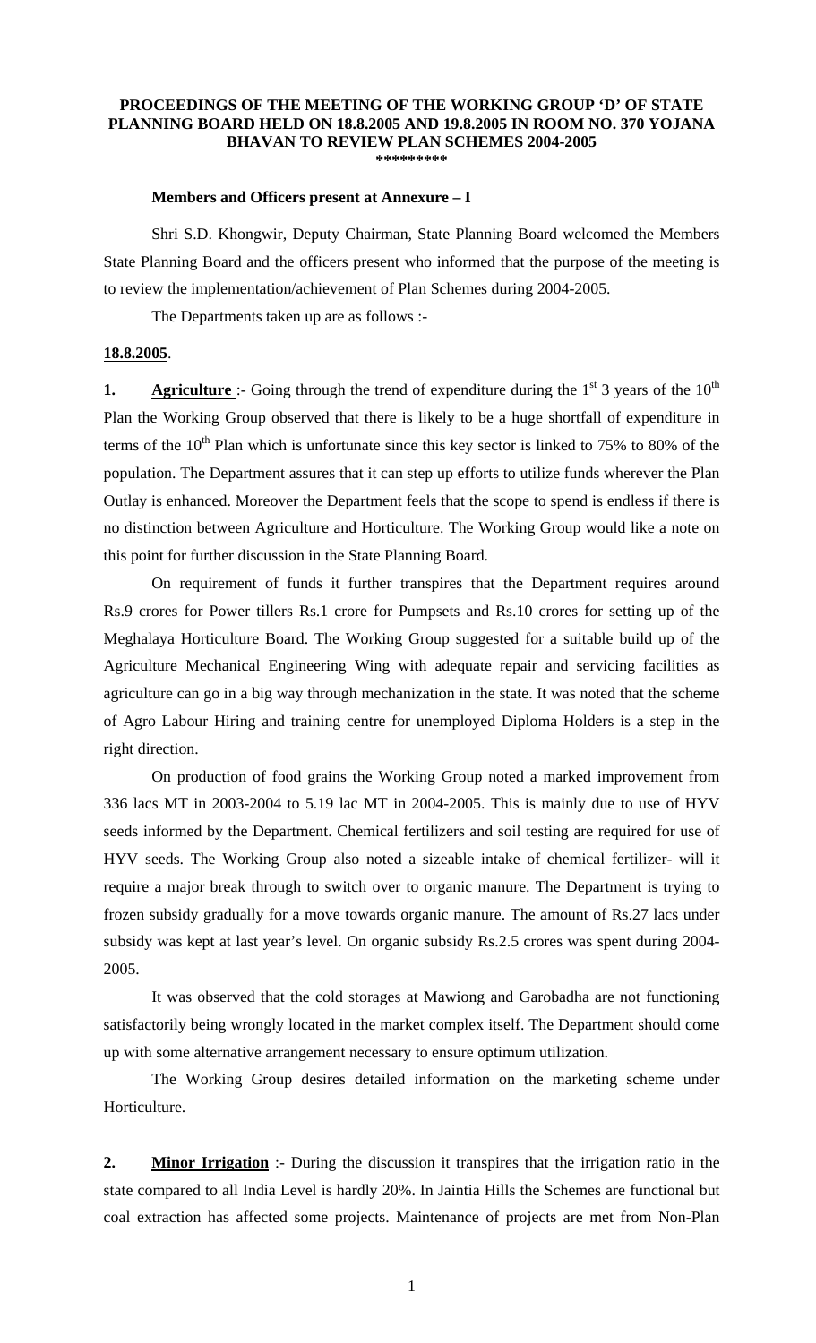# PROCEEDINGS OF THE MEETING OF THE WORKING GROUP 'D' OF STATE PLANNING BOARD HELD ON 18.8.2005 AND 19.8.2005 IN ROOM NO. 370 YOJANA BHAVAN TO REVIEW PLAN SCHEMES 2004-2005

\*\*\*\*\*\*\*\*\*

**Members and Officers present at Annexure – I**

Shri S.D. Khongwir, Deputy Chairman, State Planning Board welcomed the Members State Planning Board and the officers present who informed that the purpose of the meeting is to review the implementation/achievement of Plan Schemes during 2004-2005.

The Departments taken up are as follows :-

**<u>18.8.2005</u>**.

**1. <u>Agriculture</u>** :- Going through the trend of expenditure during the 1st 3 years of the 10th Plan the Working Group observed that there is likely to be a huge shortfall of expenditure in terms of the 10th Plan which is unfortunate since this key sector is linked to 75% to 80% of the population. The Department assures that it can step up efforts to utilize funds wherever the Plan Outlay is enhanced. Moreover the Department feels that the scope to spend is endless if there is no distinction between Agriculture and Horticulture. The Working Group would like a note on this point for further discussion in the State Planning Board.

On requirement of funds it further transpires that the Department requires around Rs.9 crores for Power tillers Rs.1 crore for Pumpsets and Rs.10 crores for setting up of the Meghalaya Horticulture Board. The Working Group suggested for a suitable build up of the Agriculture Mechanical Engineering Wing with adequate repair and servicing facilities as agriculture can go in a big way through mechanization in the state. It was noted that the scheme of Agro Labour Hiring and training centre for unemployed Diploma Holders is a step in the right direction.

On production of food grains the Working Group noted a marked improvement from 336 lacs MT in 2003-2004 to 5.19 lac MT in 2004-2005. This is mainly due to use of HYV seeds informed by the Department. Chemical fertilizers and soil testing are required for use of HYV seeds. The Working Group also noted a sizeable intake of chemical fertilizer- will it require a major break through to switch over to organic manure. The Department is trying to frozen subsidy gradually for a move towards organic manure. The amount of Rs.27 lacs under subsidy was kept at last year's level. On organic subsidy Rs.2.5 crores was spent during 2004-2005.

It was observed that the cold storages at Mawiong and Garobadha are not functioning satisfactorily being wrongly located in the market complex itself. The Department should come up with some alternative arrangement necessary to ensure optimum utilization.

The Working Group desires detailed information on the marketing scheme under Horticulture.

**2. <u>Minor Irrigation</u>** :- During the discussion it transpires that the irrigation ratio in the state compared to all India Level is hardly 20%. In Jaintia Hills the Schemes are functional but coal extraction has affected some projects. Maintenance of projects are met from Non-Plan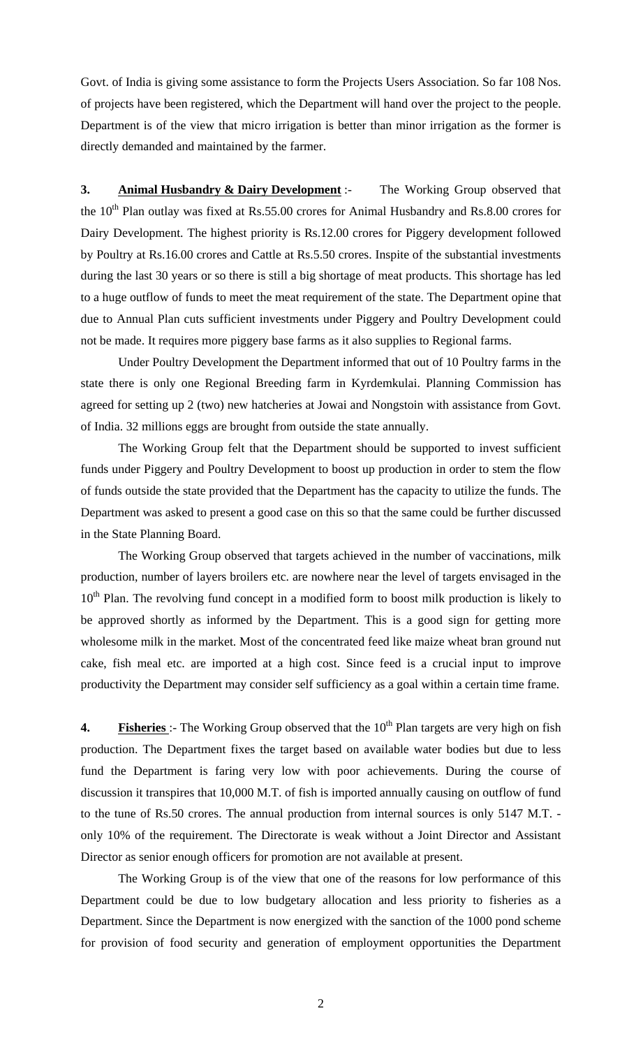Govt. of India is giving some assistance to form the Projects Users Association. So far 108 Nos. of projects have been registered, which the Department will hand over the project to the people. Department is of the view that micro irrigation is better than minor irrigation as the former is directly demanded and maintained by the farmer.

**3. <u>Animal Husbandry & Dairy Development</u>** :- The Working Group observed that the 10th Plan outlay was fixed at Rs.55.00 crores for Animal Husbandry and Rs.8.00 crores for Dairy Development. The highest priority is Rs.12.00 crores for Piggery development followed by Poultry at Rs.16.00 crores and Cattle at Rs.5.50 crores. Inspite of the substantial investments during the last 30 years or so there is still a big shortage of meat products. This shortage has led to a huge outflow of funds to meet the meat requirement of the state. The Department opine that due to Annual Plan cuts sufficient investments under Piggery and Poultry Development could not be made. It requires more piggery base farms as it also supplies to Regional farms.

Under Poultry Development the Department informed that out of 10 Poultry farms in the state there is only one Regional Breeding farm in Kyrdemkulai. Planning Commission has agreed for setting up 2 (two) new hatcheries at Jowai and Nongstoin with assistance from Govt. of India. 32 millions eggs are brought from outside the state annually.

The Working Group felt that the Department should be supported to invest sufficient funds under Piggery and Poultry Development to boost up production in order to stem the flow of funds outside the state provided that the Department has the capacity to utilize the funds. The Department was asked to present a good case on this so that the same could be further discussed in the State Planning Board.

The Working Group observed that targets achieved in the number of vaccinations, milk production, number of layers broilers etc. are nowhere near the level of targets envisaged in the 10th Plan. The revolving fund concept in a modified form to boost milk production is likely to be approved shortly as informed by the Department. This is a good sign for getting more wholesome milk in the market. Most of the concentrated feed like maize wheat bran ground nut cake, fish meal etc. are imported at a high cost. Since feed is a crucial input to improve productivity the Department may consider self sufficiency as a goal within a certain time frame.

**4. <u>Fisheries</u>** :- The Working Group observed that the 10th Plan targets are very high on fish production. The Department fixes the target based on available water bodies but due to less fund the Department is faring very low with poor achievements. During the course of discussion it transpires that 10,000 M.T. of fish is imported annually causing on outflow of fund to the tune of Rs.50 crores. The annual production from internal sources is only 5147 M.T. - only 10% of the requirement. The Directorate is weak without a Joint Director and Assistant Director as senior enough officers for promotion are not available at present.

The Working Group is of the view that one of the reasons for low performance of this Department could be due to low budgetary allocation and less priority to fisheries as a Department. Since the Department is now energized with the sanction of the 1000 pond scheme for provision of food security and generation of employment opportunities the Department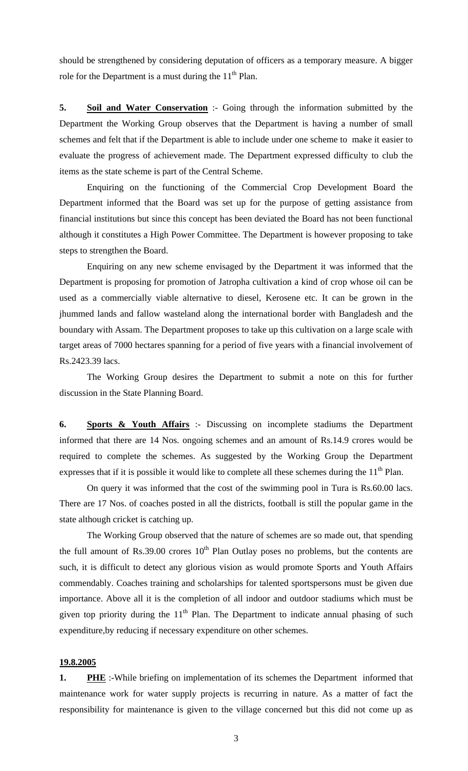should be strengthened by considering deputation of officers as a temporary measure. A bigger role for the Department is a must during the 11th Plan.

**5.** **Soil and Water Conservation** :- Going through the information submitted by the Department the Working Group observes that the Department is having a number of small schemes and felt that if the Department is able to include under one scheme to make it easier to evaluate the progress of achievement made. The Department expressed difficulty to club the items as the state scheme is part of the Central Scheme.

Enquiring on the functioning of the Commercial Crop Development Board the Department informed that the Board was set up for the purpose of getting assistance from financial institutions but since this concept has been deviated the Board has not been functional although it constitutes a High Power Committee. The Department is however proposing to take steps to strengthen the Board.

Enquiring on any new scheme envisaged by the Department it was informed that the Department is proposing for promotion of Jatropha cultivation a kind of crop whose oil can be used as a commercially viable alternative to diesel, Kerosene etc. It can be grown in the jhummed lands and fallow wasteland along the international border with Bangladesh and the boundary with Assam. The Department proposes to take up this cultivation on a large scale with target areas of 7000 hectares spanning for a period of five years with a financial involvement of Rs.2423.39 lacs.

The Working Group desires the Department to submit a note on this for further discussion in the State Planning Board.

**6.** **Sports & Youth Affairs** :- Discussing on incomplete stadiums the Department informed that there are 14 Nos. ongoing schemes and an amount of Rs.14.9 crores would be required to complete the schemes. As suggested by the Working Group the Department expresses that if it is possible it would like to complete all these schemes during the 11th Plan.

On query it was informed that the cost of the swimming pool in Tura is Rs.60.00 lacs. There are 17 Nos. of coaches posted in all the districts, football is still the popular game in the state although cricket is catching up.

The Working Group observed that the nature of schemes are so made out, that spending the full amount of Rs.39.00 crores 10th Plan Outlay poses no problems, but the contents are such, it is difficult to detect any glorious vision as would promote Sports and Youth Affairs commendably. Coaches training and scholarships for talented sportspersons must be given due importance. Above all it is the completion of all indoor and outdoor stadiums which must be given top priority during the 11th Plan. The Department to indicate annual phasing of such expenditure,by reducing if necessary expenditure on other schemes.

**19.8.2005**

**1.** **PHE** :-While briefing on implementation of its schemes the Department informed that maintenance work for water supply projects is recurring in nature. As a matter of fact the responsibility for maintenance is given to the village concerned but this did not come up as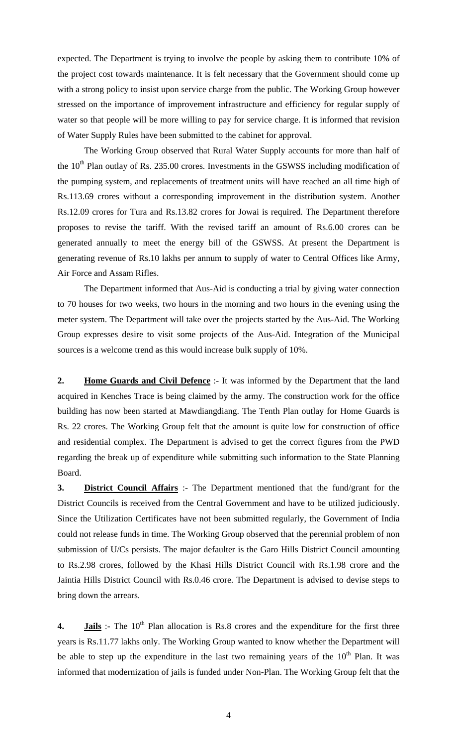expected. The Department is trying to involve the people by asking them to contribute 10% of the project cost towards maintenance. It is felt necessary that the Government should come up with a strong policy to insist upon service charge from the public. The Working Group however stressed on the importance of improvement infrastructure and efficiency for regular supply of water so that people will be more willing to pay for service charge. It is informed that revision of Water Supply Rules have been submitted to the cabinet for approval.

The Working Group observed that Rural Water Supply accounts for more than half of the 10th Plan outlay of Rs. 235.00 crores. Investments in the GSWSS including modification of the pumping system, and replacements of treatment units will have reached an all time high of Rs.113.69 crores without a corresponding improvement in the distribution system. Another Rs.12.09 crores for Tura and Rs.13.82 crores for Jowai is required. The Department therefore proposes to revise the tariff. With the revised tariff an amount of Rs.6.00 crores can be generated annually to meet the energy bill of the GSWSS. At present the Department is generating revenue of Rs.10 lakhs per annum to supply of water to Central Offices like Army, Air Force and Assam Rifles.

The Department informed that Aus-Aid is conducting a trial by giving water connection to 70 houses for two weeks, two hours in the morning and two hours in the evening using the meter system. The Department will take over the projects started by the Aus-Aid. The Working Group expresses desire to visit some projects of the Aus-Aid. Integration of the Municipal sources is a welcome trend as this would increase bulk supply of 10%.

**2. Home Guards and Civil Defence** :- It was informed by the Department that the land acquired in Kenches Trace is being claimed by the army. The construction work for the office building has now been started at Mawdiangdiang. The Tenth Plan outlay for Home Guards is Rs. 22 crores. The Working Group felt that the amount is quite low for construction of office and residential complex. The Department is advised to get the correct figures from the PWD regarding the break up of expenditure while submitting such information to the State Planning Board.

**3. District Council Affairs** :- The Department mentioned that the fund/grant for the District Councils is received from the Central Government and have to be utilized judiciously. Since the Utilization Certificates have not been submitted regularly, the Government of India could not release funds in time. The Working Group observed that the perennial problem of non submission of U/Cs persists. The major defaulter is the Garo Hills District Council amounting to Rs.2.98 crores, followed by the Khasi Hills District Council with Rs.1.98 crore and the Jaintia Hills District Council with Rs.0.46 crore. The Department is advised to devise steps to bring down the arrears.

**4. Jails** :- The 10th Plan allocation is Rs.8 crores and the expenditure for the first three years is Rs.11.77 lakhs only. The Working Group wanted to know whether the Department will be able to step up the expenditure in the last two remaining years of the 10th Plan. It was informed that modernization of jails is funded under Non-Plan. The Working Group felt that the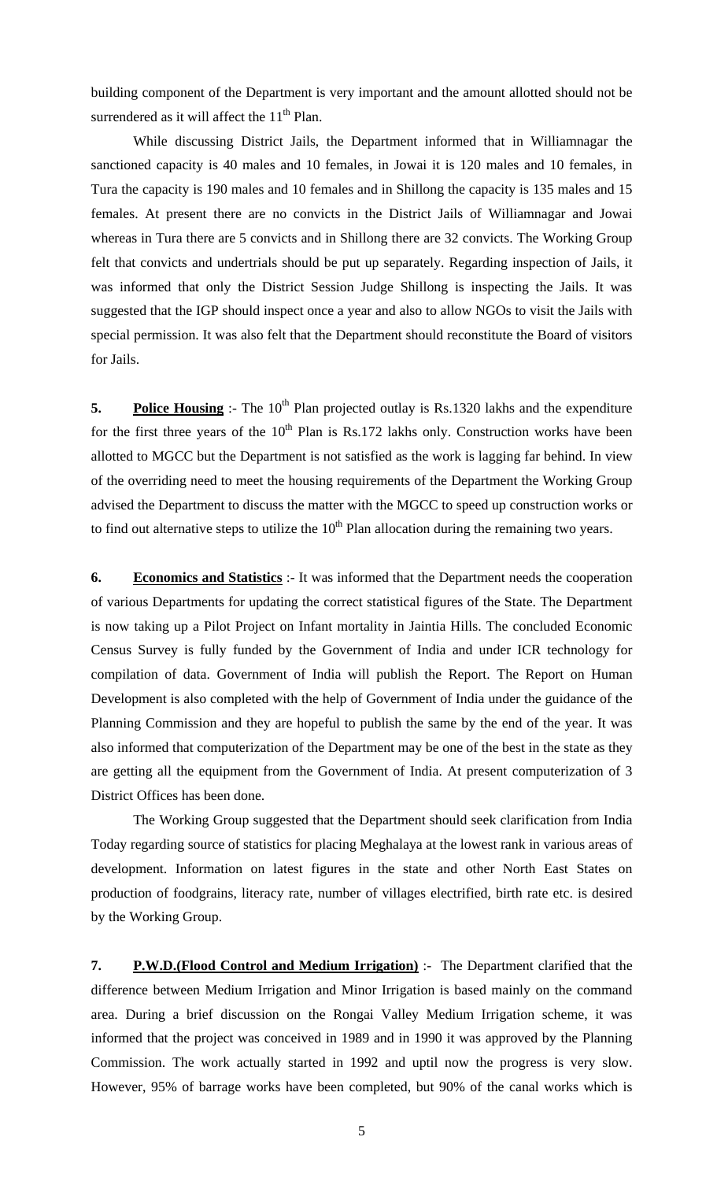building component of the Department is very important and the amount allotted should not be surrendered as it will affect the 11th Plan.

While discussing District Jails, the Department informed that in Williamnagar the sanctioned capacity is 40 males and 10 females, in Jowai it is 120 males and 10 females, in Tura the capacity is 190 males and 10 females and in Shillong the capacity is 135 males and 15 females. At present there are no convicts in the District Jails of Williamnagar and Jowai whereas in Tura there are 5 convicts and in Shillong there are 32 convicts. The Working Group felt that convicts and undertrials should be put up separately. Regarding inspection of Jails, it was informed that only the District Session Judge Shillong is inspecting the Jails. It was suggested that the IGP should inspect once a year and also to allow NGOs to visit the Jails with special permission. It was also felt that the Department should reconstitute the Board of visitors for Jails.

**5. Police Housing** :- The 10th Plan projected outlay is Rs.1320 lakhs and the expenditure for the first three years of the 10th Plan is Rs.172 lakhs only. Construction works have been allotted to MGCC but the Department is not satisfied as the work is lagging far behind. In view of the overriding need to meet the housing requirements of the Department the Working Group advised the Department to discuss the matter with the MGCC to speed up construction works or to find out alternative steps to utilize the 10th Plan allocation during the remaining two years.

**6. Economics and Statistics** :- It was informed that the Department needs the cooperation of various Departments for updating the correct statistical figures of the State. The Department is now taking up a Pilot Project on Infant mortality in Jaintia Hills. The concluded Economic Census Survey is fully funded by the Government of India and under ICR technology for compilation of data. Government of India will publish the Report. The Report on Human Development is also completed with the help of Government of India under the guidance of the Planning Commission and they are hopeful to publish the same by the end of the year. It was also informed that computerization of the Department may be one of the best in the state as they are getting all the equipment from the Government of India. At present computerization of 3 District Offices has been done.

The Working Group suggested that the Department should seek clarification from India Today regarding source of statistics for placing Meghalaya at the lowest rank in various areas of development. Information on latest figures in the state and other North East States on production of foodgrains, literacy rate, number of villages electrified, birth rate etc. is desired by the Working Group.

**7. P.W.D.(Flood Control and Medium Irrigation)** :- The Department clarified that the difference between Medium Irrigation and Minor Irrigation is based mainly on the command area. During a brief discussion on the Rongai Valley Medium Irrigation scheme, it was informed that the project was conceived in 1989 and in 1990 it was approved by the Planning Commission. The work actually started in 1992 and uptil now the progress is very slow. However, 95% of barrage works have been completed, but 90% of the canal works which is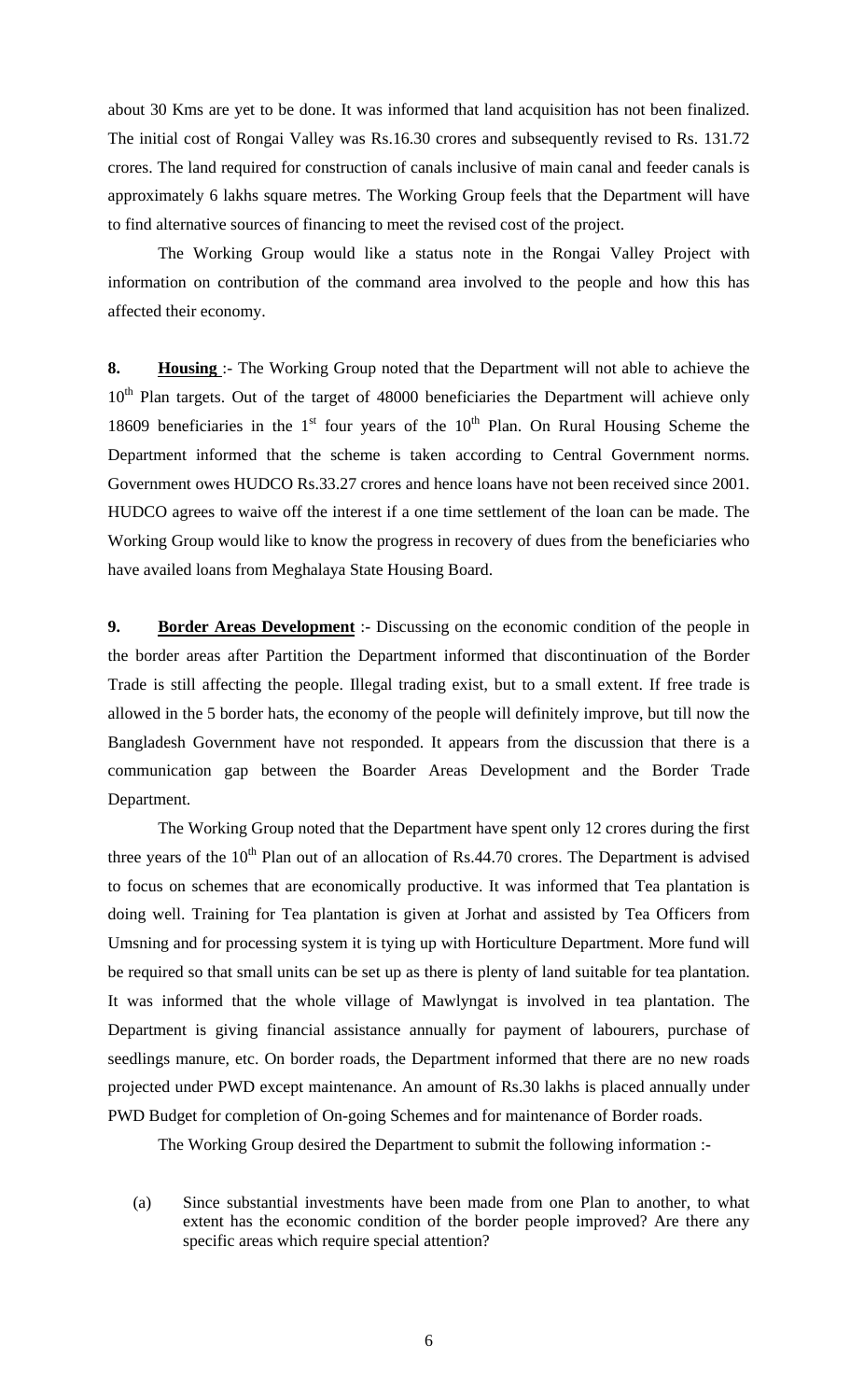about 30 Kms are yet to be done. It was informed that land acquisition has not been finalized. The initial cost of Rongai Valley was Rs.16.30 crores and subsequently revised to Rs. 131.72 crores. The land required for construction of canals inclusive of main canal and feeder canals is approximately 6 lakhs square metres. The Working Group feels that the Department will have to find alternative sources of financing to meet the revised cost of the project.

The Working Group would like a status note in the Rongai Valley Project with information on contribution of the command area involved to the people and how this has affected their economy.

**8. Housing** :- The Working Group noted that the Department will not able to achieve the 10th Plan targets. Out of the target of 48000 beneficiaries the Department will achieve only 18609 beneficiaries in the 1st four years of the 10th Plan. On Rural Housing Scheme the Department informed that the scheme is taken according to Central Government norms. Government owes HUDCO Rs.33.27 crores and hence loans have not been received since 2001. HUDCO agrees to waive off the interest if a one time settlement of the loan can be made. The Working Group would like to know the progress in recovery of dues from the beneficiaries who have availed loans from Meghalaya State Housing Board.

**9. Border Areas Development** :- Discussing on the economic condition of the people in the border areas after Partition the Department informed that discontinuation of the Border Trade is still affecting the people. Illegal trading exist, but to a small extent. If free trade is allowed in the 5 border hats, the economy of the people will definitely improve, but till now the Bangladesh Government have not responded. It appears from the discussion that there is a communication gap between the Boarder Areas Development and the Border Trade Department.

The Working Group noted that the Department have spent only 12 crores during the first three years of the 10th Plan out of an allocation of Rs.44.70 crores. The Department is advised to focus on schemes that are economically productive. It was informed that Tea plantation is doing well. Training for Tea plantation is given at Jorhat and assisted by Tea Officers from Umsning and for processing system it is tying up with Horticulture Department. More fund will be required so that small units can be set up as there is plenty of land suitable for tea plantation. It was informed that the whole village of Mawlyngat is involved in tea plantation. The Department is giving financial assistance annually for payment of labourers, purchase of seedlings manure, etc. On border roads, the Department informed that there are no new roads projected under PWD except maintenance. An amount of Rs.30 lakhs is placed annually under PWD Budget for completion of On-going Schemes and for maintenance of Border roads.

The Working Group desired the Department to submit the following information :-

(a) Since substantial investments have been made from one Plan to another, to what extent has the economic condition of the border people improved? Are there any specific areas which require special attention?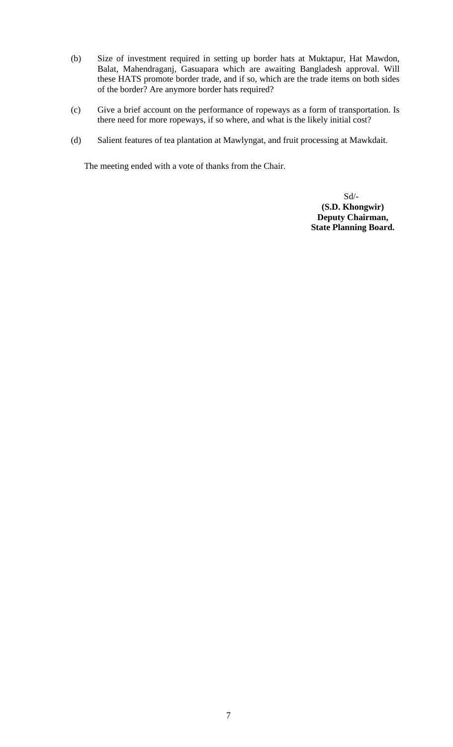(b) Size of investment required in setting up border hats at Muktapur, Hat Mawdon, Balat, Mahendraganj, Gasuapara which are awaiting Bangladesh approval. Will these HATS promote border trade, and if so, which are the trade items on both sides of the border? Are anymore border hats required?

(c) Give a brief account on the performance of ropeways as a form of transportation. Is there need for more ropeways, if so where, and what is the likely initial cost?

(d) Salient features of tea plantation at Mawlyngat, and fruit processing at Mawkdait.

The meeting ended with a vote of thanks from the Chair.

Sd/-
**(S.D. Khongwir)**
**Deputy Chairman,**
**State Planning Board.**